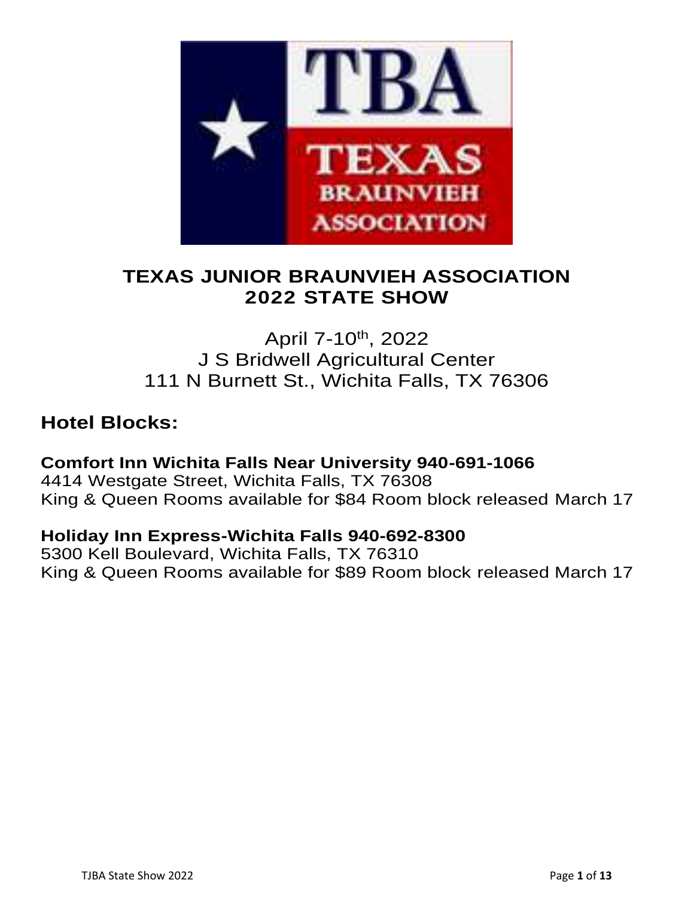# TEXAS JUNIOR BRAUNVIEH ASSOCIATION
# 2022 STATE SHOW

April 7-10th, 2022
J S Bridwell Agricultural Center
111 N Burnett St., Wichita Falls, TX 76306

## Hotel Blocks:

**Comfort Inn Wichita Falls Near University 940-691-1066**
4414 Westgate Street, Wichita Falls, TX 76308
King & Queen Rooms available for $84 Room block released March 17

**Holiday Inn Express-Wichita Falls 940-692-8300**
5300 Kell Boulevard, Wichita Falls, TX 76310
King & Queen Rooms available for $89 Room block released March 17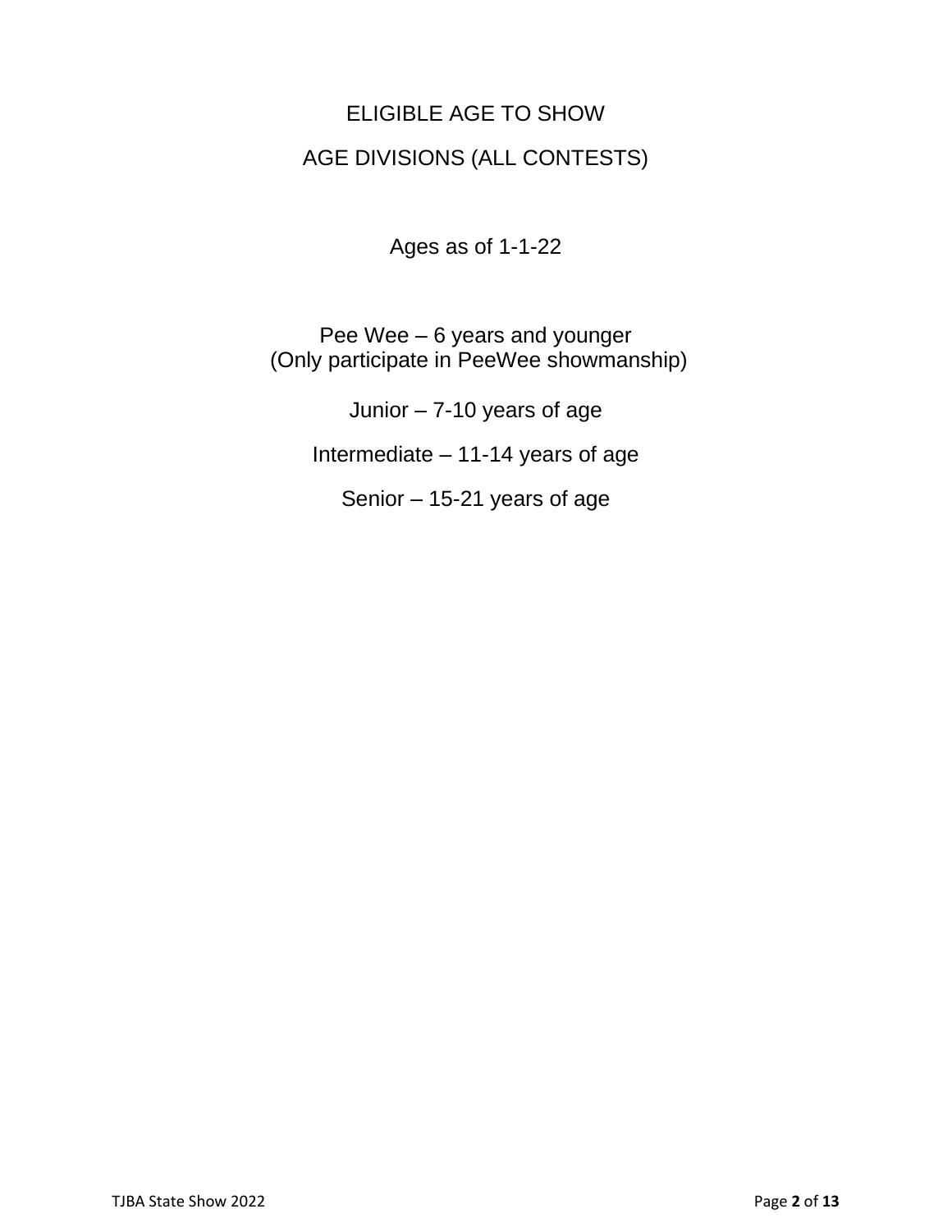# ELIGIBLE AGE TO SHOW

## AGE DIVISIONS (ALL CONTESTS)

Ages as of 1-1-22

Pee Wee – 6 years and younger
(Only participate in PeeWee showmanship)

Junior – 7-10 years of age

Intermediate – 11-14 years of age

Senior – 15-21 years of age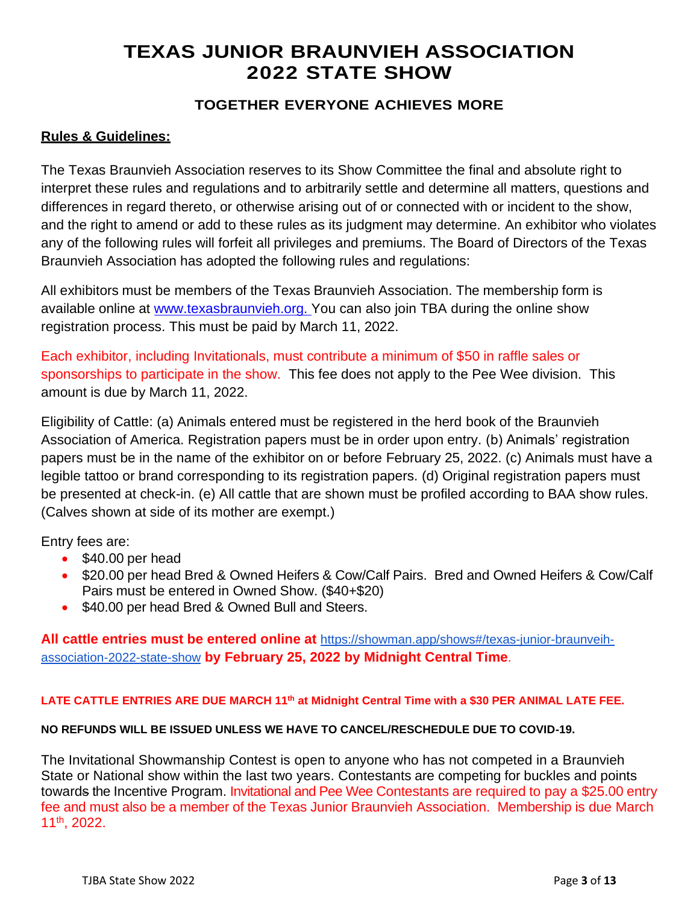# TEXAS JUNIOR BRAUNVIEH ASSOCIATION 2022 STATE SHOW

### TOGETHER EVERYONE ACHIEVES MORE

**Rules & Guidelines:**

The Texas Braunvieh Association reserves to its Show Committee the final and absolute right to interpret these rules and regulations and to arbitrarily settle and determine all matters, questions and differences in regard thereto, or otherwise arising out of or connected with or incident to the show, and the right to amend or add to these rules as its judgment may determine. An exhibitor who violates any of the following rules will forfeit all privileges and premiums. The Board of Directors of the Texas Braunvieh Association has adopted the following rules and regulations:

All exhibitors must be members of the Texas Braunvieh Association. The membership form is available online at www.texasbraunvieh.org. You can also join TBA during the online show registration process. This must be paid by March 11, 2022.

Each exhibitor, including Invitationals, must contribute a minimum of $50 in raffle sales or sponsorships to participate in the show. This fee does not apply to the Pee Wee division. This amount is due by March 11, 2022.

Eligibility of Cattle: (a) Animals entered must be registered in the herd book of the Braunvieh Association of America. Registration papers must be in order upon entry. (b) Animals' registration papers must be in the name of the exhibitor on or before February 25, 2022. (c) Animals must have a legible tattoo or brand corresponding to its registration papers. (d) Original registration papers must be presented at check-in. (e) All cattle that are shown must be profiled according to BAA show rules. (Calves shown at side of its mother are exempt.)

Entry fees are:

- $40.00 per head
- $20.00 per head Bred & Owned Heifers & Cow/Calf Pairs. Bred and Owned Heifers & Cow/Calf Pairs must be entered in Owned Show. ($40+$20)
- $40.00 per head Bred & Owned Bull and Steers.

**All cattle entries must be entered online at** https://showman.app/shows#/texas-junior-braunveih-association-2022-state-show **by February 25, 2022 by Midnight Central Time**.

**LATE CATTLE ENTRIES ARE DUE MARCH 11th at Midnight Central Time with a $30 PER ANIMAL LATE FEE.**

**NO REFUNDS WILL BE ISSUED UNLESS WE HAVE TO CANCEL/RESCHEDULE DUE TO COVID-19.**

The Invitational Showmanship Contest is open to anyone who has not competed in a Braunvieh State or National show within the last two years. Contestants are competing for buckles and points towards the Incentive Program. Invitational and Pee Wee Contestants are required to pay a $25.00 entry fee and must also be a member of the Texas Junior Braunvieh Association. Membership is due March 11th, 2022.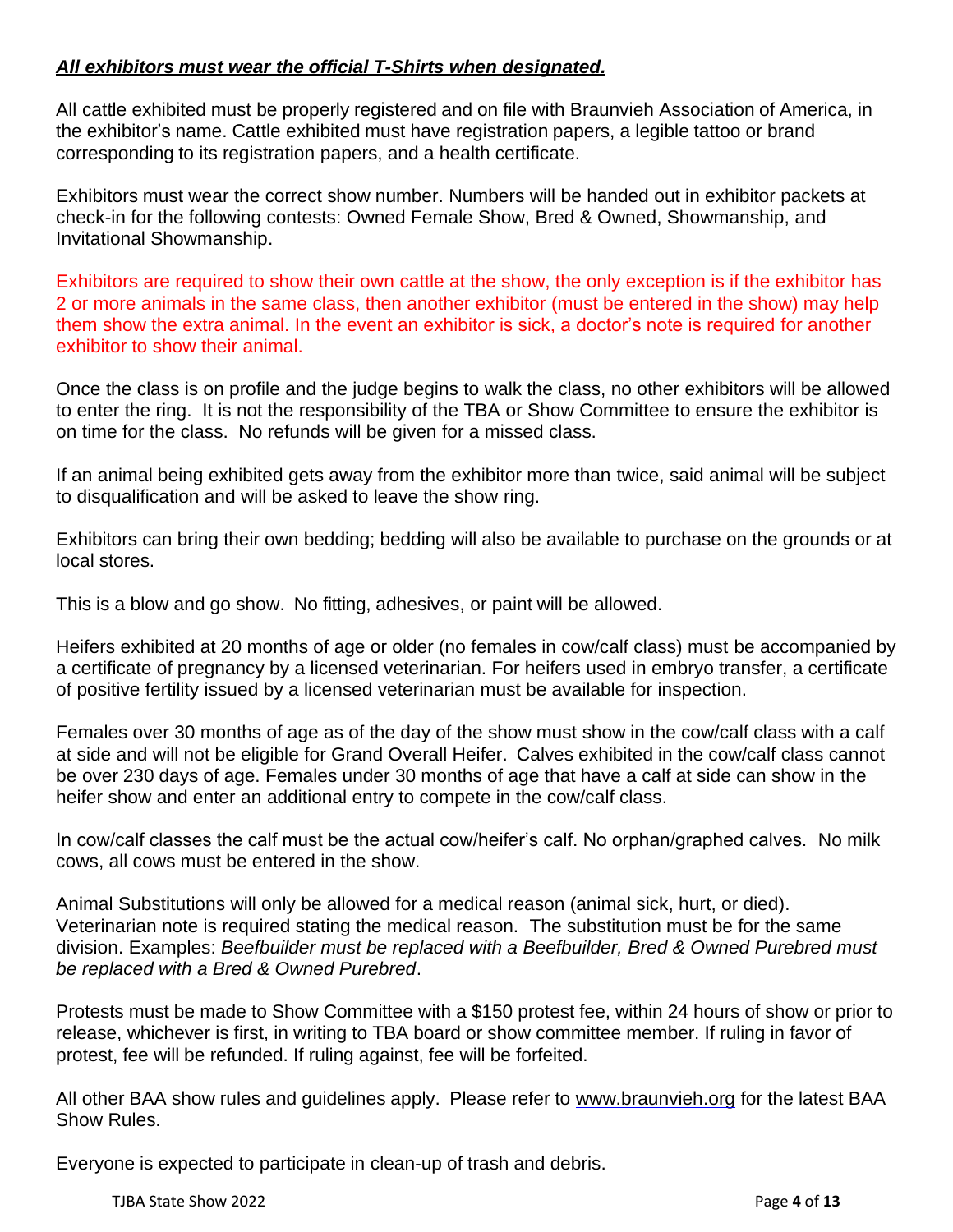***<u>All exhibitors must wear the official T-Shirts when designated.</u>***

All cattle exhibited must be properly registered and on file with Braunvieh Association of America, in the exhibitor's name. Cattle exhibited must have registration papers, a legible tattoo or brand corresponding to its registration papers, and a health certificate.

Exhibitors must wear the correct show number. Numbers will be handed out in exhibitor packets at check-in for the following contests: Owned Female Show, Bred & Owned, Showmanship, and Invitational Showmanship.

Exhibitors are required to show their own cattle at the show, the only exception is if the exhibitor has 2 or more animals in the same class, then another exhibitor (must be entered in the show) may help them show the extra animal. In the event an exhibitor is sick, a doctor's note is required for another exhibitor to show their animal.

Once the class is on profile and the judge begins to walk the class, no other exhibitors will be allowed to enter the ring. It is not the responsibility of the TBA or Show Committee to ensure the exhibitor is on time for the class. No refunds will be given for a missed class.

If an animal being exhibited gets away from the exhibitor more than twice, said animal will be subject to disqualification and will be asked to leave the show ring.

Exhibitors can bring their own bedding; bedding will also be available to purchase on the grounds or at local stores.

This is a blow and go show. No fitting, adhesives, or paint will be allowed.

Heifers exhibited at 20 months of age or older (no females in cow/calf class) must be accompanied by a certificate of pregnancy by a licensed veterinarian. For heifers used in embryo transfer, a certificate of positive fertility issued by a licensed veterinarian must be available for inspection.

Females over 30 months of age as of the day of the show must show in the cow/calf class with a calf at side and will not be eligible for Grand Overall Heifer. Calves exhibited in the cow/calf class cannot be over 230 days of age. Females under 30 months of age that have a calf at side can show in the heifer show and enter an additional entry to compete in the cow/calf class.

In cow/calf classes the calf must be the actual cow/heifer's calf. No orphan/graphed calves. No milk cows, all cows must be entered in the show.

Animal Substitutions will only be allowed for a medical reason (animal sick, hurt, or died). Veterinarian note is required stating the medical reason. The substitution must be for the same division. Examples: *Beefbuilder must be replaced with a Beefbuilder, Bred & Owned Purebred must be replaced with a Bred & Owned Purebred*.

Protests must be made to Show Committee with a $150 protest fee, within 24 hours of show or prior to release, whichever is first, in writing to TBA board or show committee member. If ruling in favor of protest, fee will be refunded. If ruling against, fee will be forfeited.

All other BAA show rules and guidelines apply. Please refer to [www.braunvieh.org](http://www.braunvieh.org) for the latest BAA Show Rules.

Everyone is expected to participate in clean-up of trash and debris.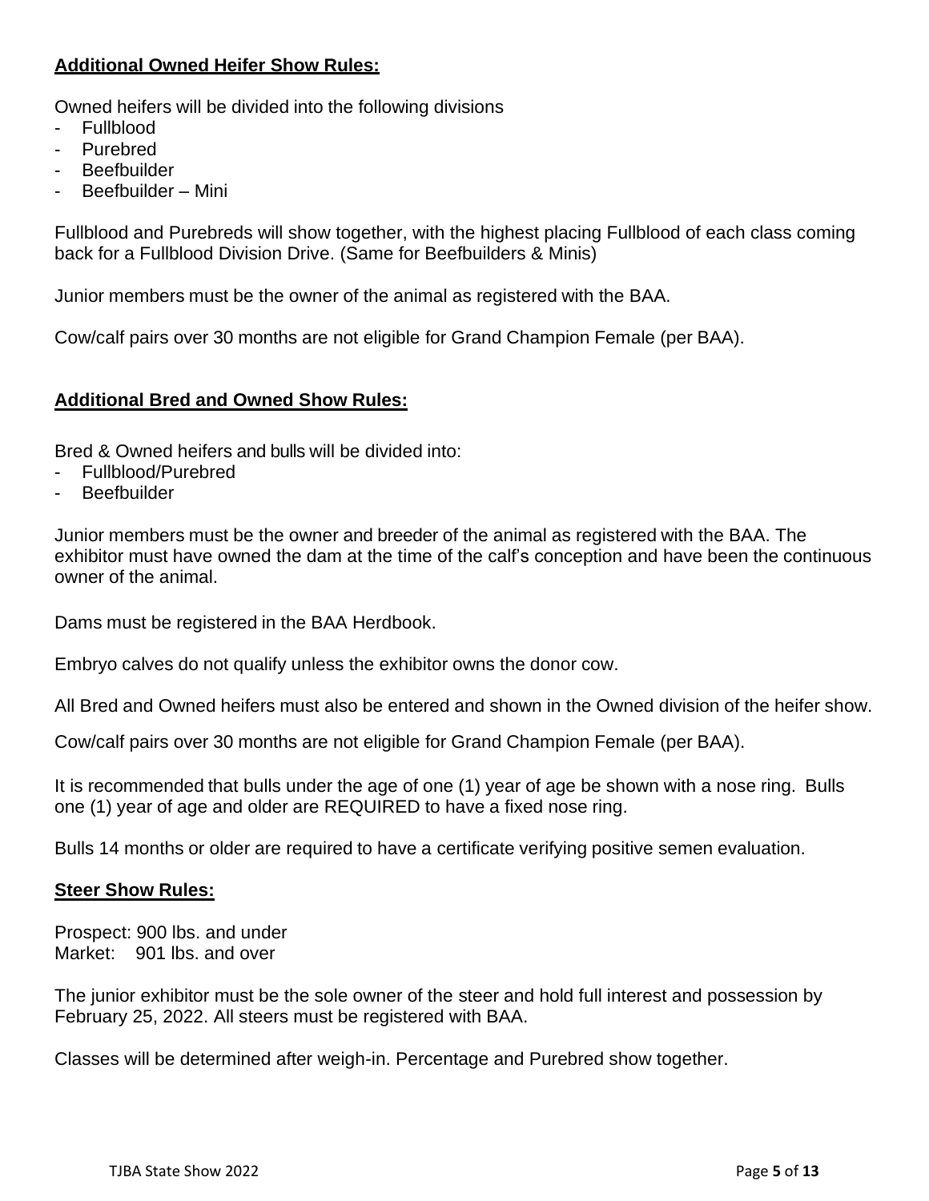## Additional Owned Heifer Show Rules:

Owned heifers will be divided into the following divisions

- Fullblood
- Purebred
- Beefbuilder
- Beefbuilder – Mini

Fullblood and Purebreds will show together, with the highest placing Fullblood of each class coming back for a Fullblood Division Drive. (Same for Beefbuilders & Minis)

Junior members must be the owner of the animal as registered with the BAA.

Cow/calf pairs over 30 months are not eligible for Grand Champion Female (per BAA).

## Additional Bred and Owned Show Rules:

Bred & Owned heifers and bulls will be divided into:

- Fullblood/Purebred
- Beefbuilder

Junior members must be the owner and breeder of the animal as registered with the BAA. The exhibitor must have owned the dam at the time of the calf's conception and have been the continuous owner of the animal.

Dams must be registered in the BAA Herdbook.

Embryo calves do not qualify unless the exhibitor owns the donor cow.

All Bred and Owned heifers must also be entered and shown in the Owned division of the heifer show.

Cow/calf pairs over 30 months are not eligible for Grand Champion Female (per BAA).

It is recommended that bulls under the age of one (1) year of age be shown with a nose ring. Bulls one (1) year of age and older are REQUIRED to have a fixed nose ring.

Bulls 14 months or older are required to have a certificate verifying positive semen evaluation.

## Steer Show Rules:

Prospect: 900 lbs. and under
Market: 901 lbs. and over

The junior exhibitor must be the sole owner of the steer and hold full interest and possession by February 25, 2022. All steers must be registered with BAA.

Classes will be determined after weigh-in. Percentage and Purebred show together.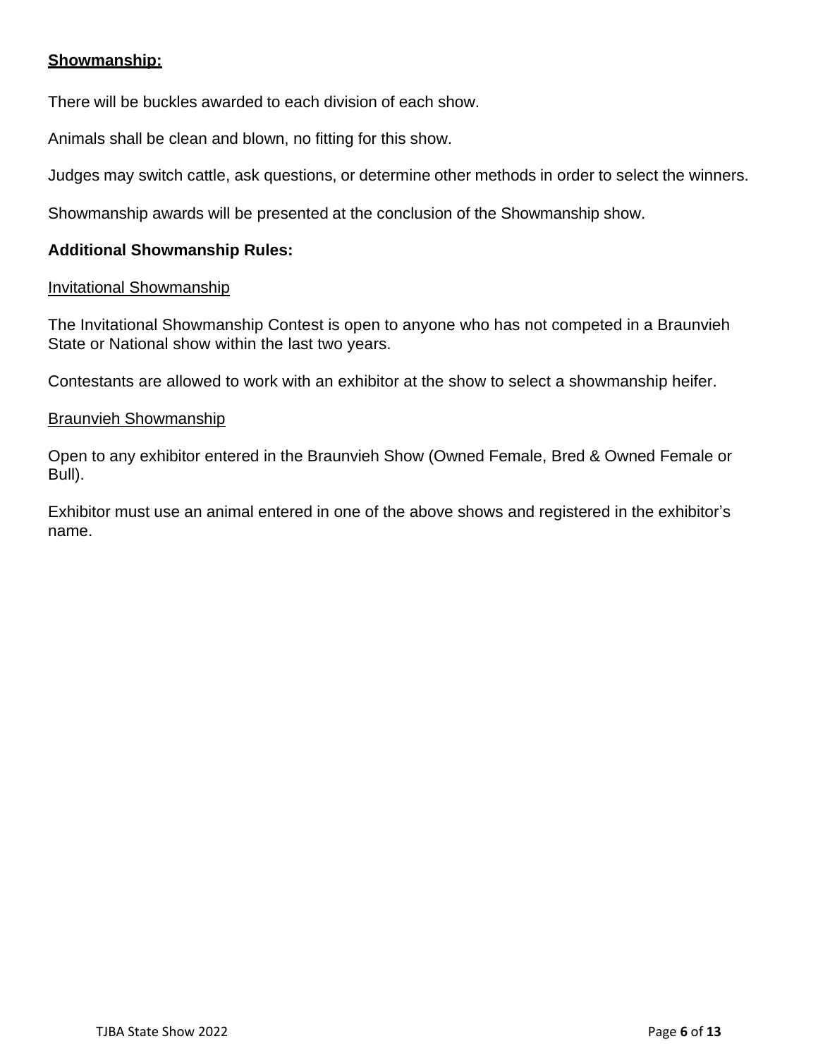## Showmanship:

There will be buckles awarded to each division of each show.

Animals shall be clean and blown, no fitting for this show.

Judges may switch cattle, ask questions, or determine other methods in order to select the winners.

Showmanship awards will be presented at the conclusion of the Showmanship show.

### Additional Showmanship Rules:

Invitational Showmanship

The Invitational Showmanship Contest is open to anyone who has not competed in a Braunvieh State or National show within the last two years.

Contestants are allowed to work with an exhibitor at the show to select a showmanship heifer.

Braunvieh Showmanship

Open to any exhibitor entered in the Braunvieh Show (Owned Female, Bred & Owned Female or Bull).

Exhibitor must use an animal entered in one of the above shows and registered in the exhibitor's name.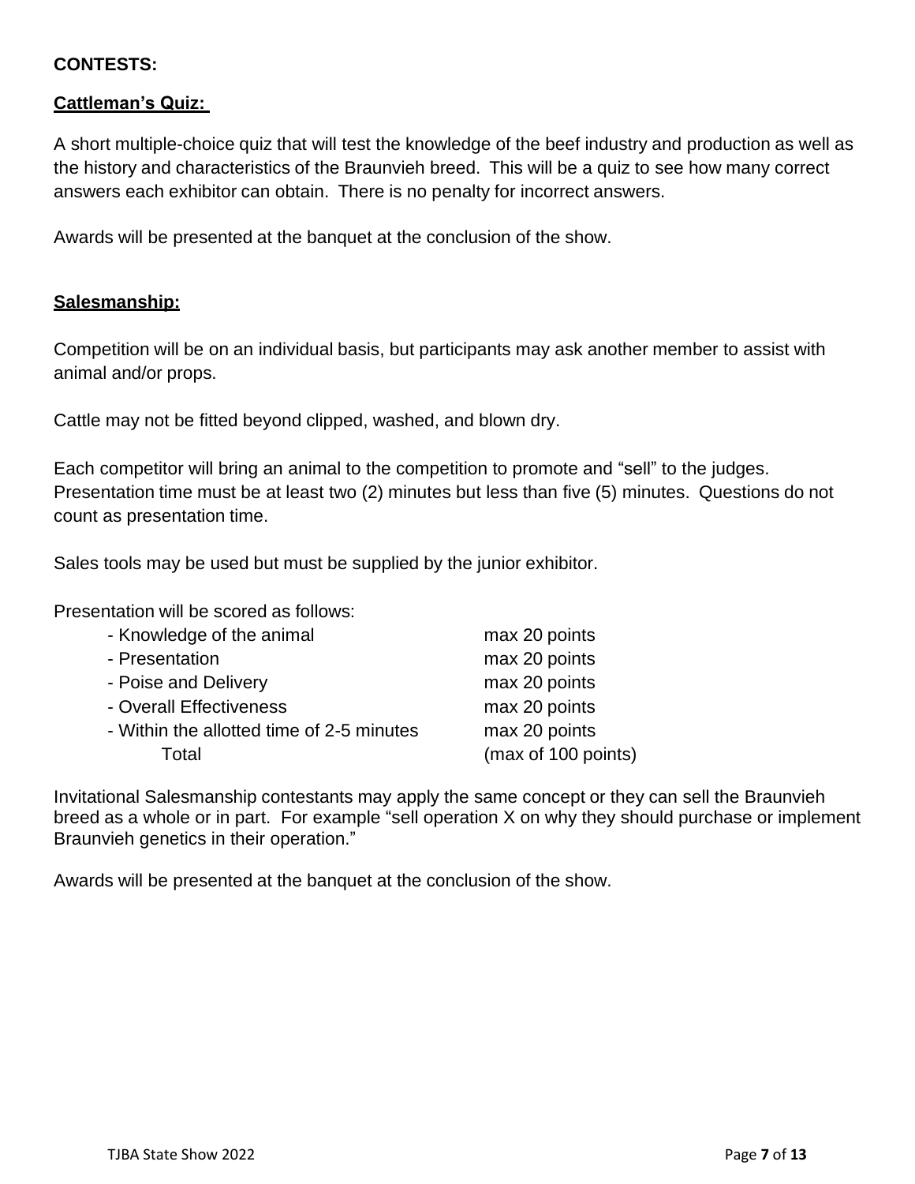**CONTESTS:**

**Cattleman's Quiz:**

A short multiple-choice quiz that will test the knowledge of the beef industry and production as well as the history and characteristics of the Braunvieh breed. This will be a quiz to see how many correct answers each exhibitor can obtain. There is no penalty for incorrect answers.

Awards will be presented at the banquet at the conclusion of the show.

**Salesmanship:**

Competition will be on an individual basis, but participants may ask another member to assist with animal and/or props.

Cattle may not be fitted beyond clipped, washed, and blown dry.

Each competitor will bring an animal to the competition to promote and "sell" to the judges. Presentation time must be at least two (2) minutes but less than five (5) minutes. Questions do not count as presentation time.

Sales tools may be used but must be supplied by the junior exhibitor.

Presentation will be scored as follows:

| | |
|---|---|
| - Knowledge of the animal | max 20 points |
| - Presentation | max 20 points |
| - Poise and Delivery | max 20 points |
| - Overall Effectiveness | max 20 points |
| - Within the allotted time of 2-5 minutes | max 20 points |
| Total | (max of 100 points) |

Invitational Salesmanship contestants may apply the same concept or they can sell the Braunvieh breed as a whole or in part. For example "sell operation X on why they should purchase or implement Braunvieh genetics in their operation."

Awards will be presented at the banquet at the conclusion of the show.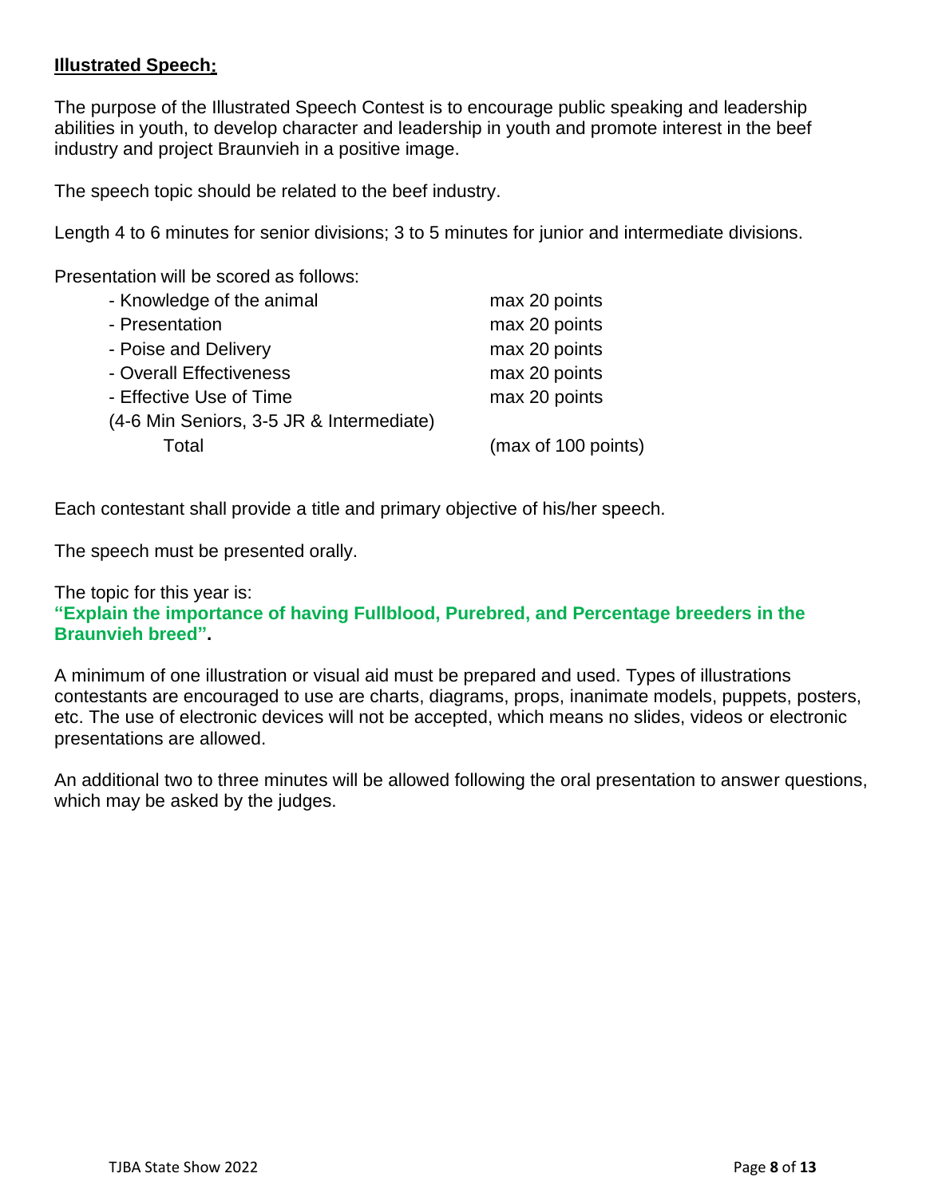**Illustrated Speech:**

The purpose of the Illustrated Speech Contest is to encourage public speaking and leadership abilities in youth, to develop character and leadership in youth and promote interest in the beef industry and project Braunvieh in a positive image.

The speech topic should be related to the beef industry.

Length 4 to 6 minutes for senior divisions; 3 to 5 minutes for junior and intermediate divisions.

Presentation will be scored as follows:

| | |
|---|---|
| - Knowledge of the animal | max 20 points |
| - Presentation | max 20 points |
| - Poise and Delivery | max 20 points |
| - Overall Effectiveness | max 20 points |
| - Effective Use of Time (4-6 Min Seniors, 3-5 JR & Intermediate) | max 20 points |
| Total | (max of 100 points) |

Each contestant shall provide a title and primary objective of his/her speech.

The speech must be presented orally.

The topic for this year is:
**"Explain the importance of having Fullblood, Purebred, and Percentage breeders in the Braunvieh breed".**

A minimum of one illustration or visual aid must be prepared and used. Types of illustrations contestants are encouraged to use are charts, diagrams, props, inanimate models, puppets, posters, etc. The use of electronic devices will not be accepted, which means no slides, videos or electronic presentations are allowed.

An additional two to three minutes will be allowed following the oral presentation to answer questions, which may be asked by the judges.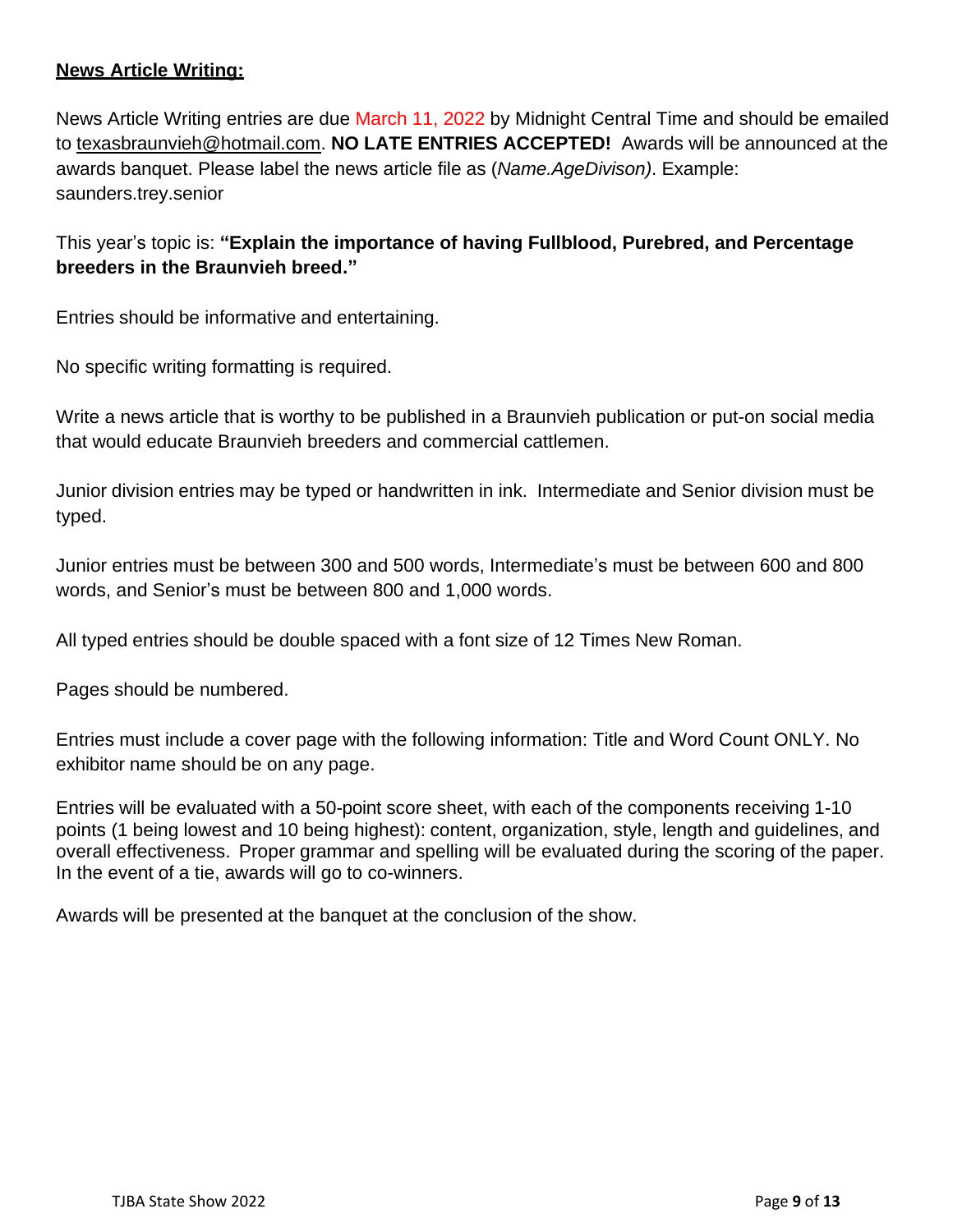## **News Article Writing:**

News Article Writing entries are due March 11, 2022 by Midnight Central Time and should be emailed to texasbraunvieh@hotmail.com. **NO LATE ENTRIES ACCEPTED!** Awards will be announced at the awards banquet. Please label the news article file as (*Name.AgeDivison)*. Example: saunders.trey.senior

This year's topic is: **"Explain the importance of having Fullblood, Purebred, and Percentage breeders in the Braunvieh breed."**

Entries should be informative and entertaining.

No specific writing formatting is required.

Write a news article that is worthy to be published in a Braunvieh publication or put-on social media that would educate Braunvieh breeders and commercial cattlemen.

Junior division entries may be typed or handwritten in ink. Intermediate and Senior division must be typed.

Junior entries must be between 300 and 500 words, Intermediate's must be between 600 and 800 words, and Senior's must be between 800 and 1,000 words.

All typed entries should be double spaced with a font size of 12 Times New Roman.

Pages should be numbered.

Entries must include a cover page with the following information: Title and Word Count ONLY. No exhibitor name should be on any page.

Entries will be evaluated with a 50-point score sheet, with each of the components receiving 1-10 points (1 being lowest and 10 being highest): content, organization, style, length and guidelines, and overall effectiveness. Proper grammar and spelling will be evaluated during the scoring of the paper. In the event of a tie, awards will go to co-winners.

Awards will be presented at the banquet at the conclusion of the show.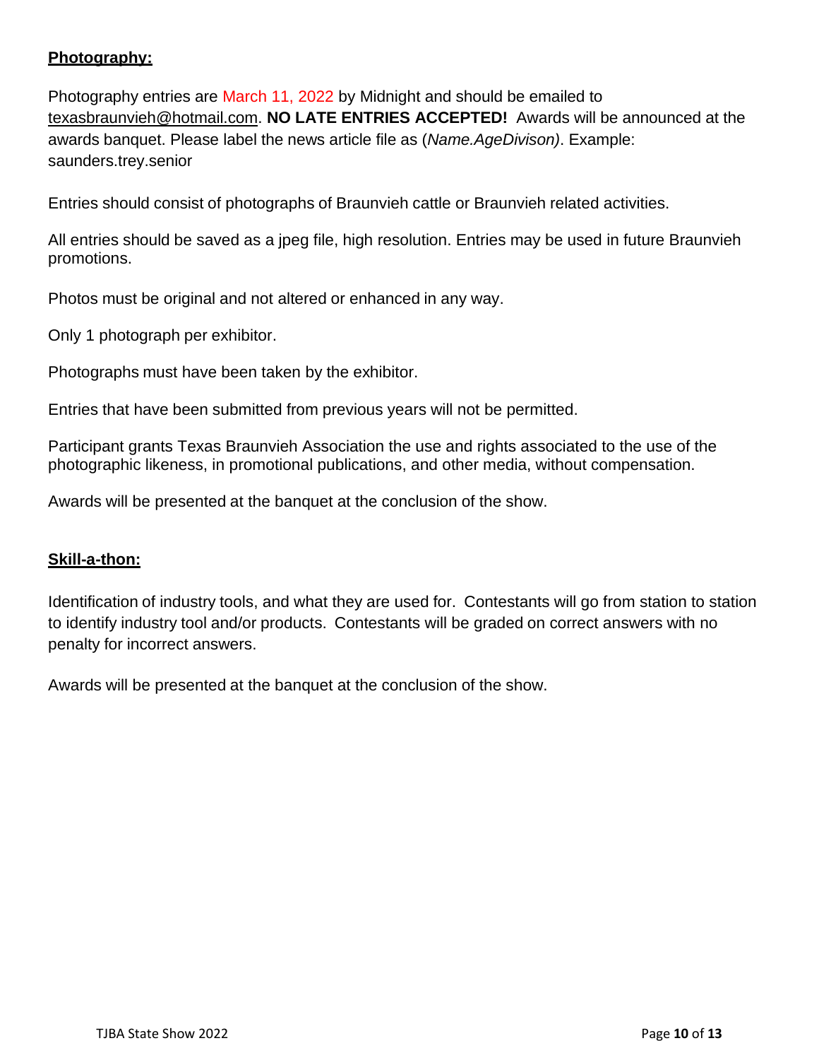**Photography:**

Photography entries are March 11, 2022 by Midnight and should be emailed to texasbraunvieh@hotmail.com. **NO LATE ENTRIES ACCEPTED!** Awards will be announced at the awards banquet. Please label the news article file as (*Name.AgeDivison)*. Example: saunders.trey.senior

Entries should consist of photographs of Braunvieh cattle or Braunvieh related activities.

All entries should be saved as a jpeg file, high resolution. Entries may be used in future Braunvieh promotions.

Photos must be original and not altered or enhanced in any way.

Only 1 photograph per exhibitor.

Photographs must have been taken by the exhibitor.

Entries that have been submitted from previous years will not be permitted.

Participant grants Texas Braunvieh Association the use and rights associated to the use of the photographic likeness, in promotional publications, and other media, without compensation.

Awards will be presented at the banquet at the conclusion of the show.

**Skill-a-thon:**

Identification of industry tools, and what they are used for. Contestants will go from station to station to identify industry tool and/or products. Contestants will be graded on correct answers with no penalty for incorrect answers.

Awards will be presented at the banquet at the conclusion of the show.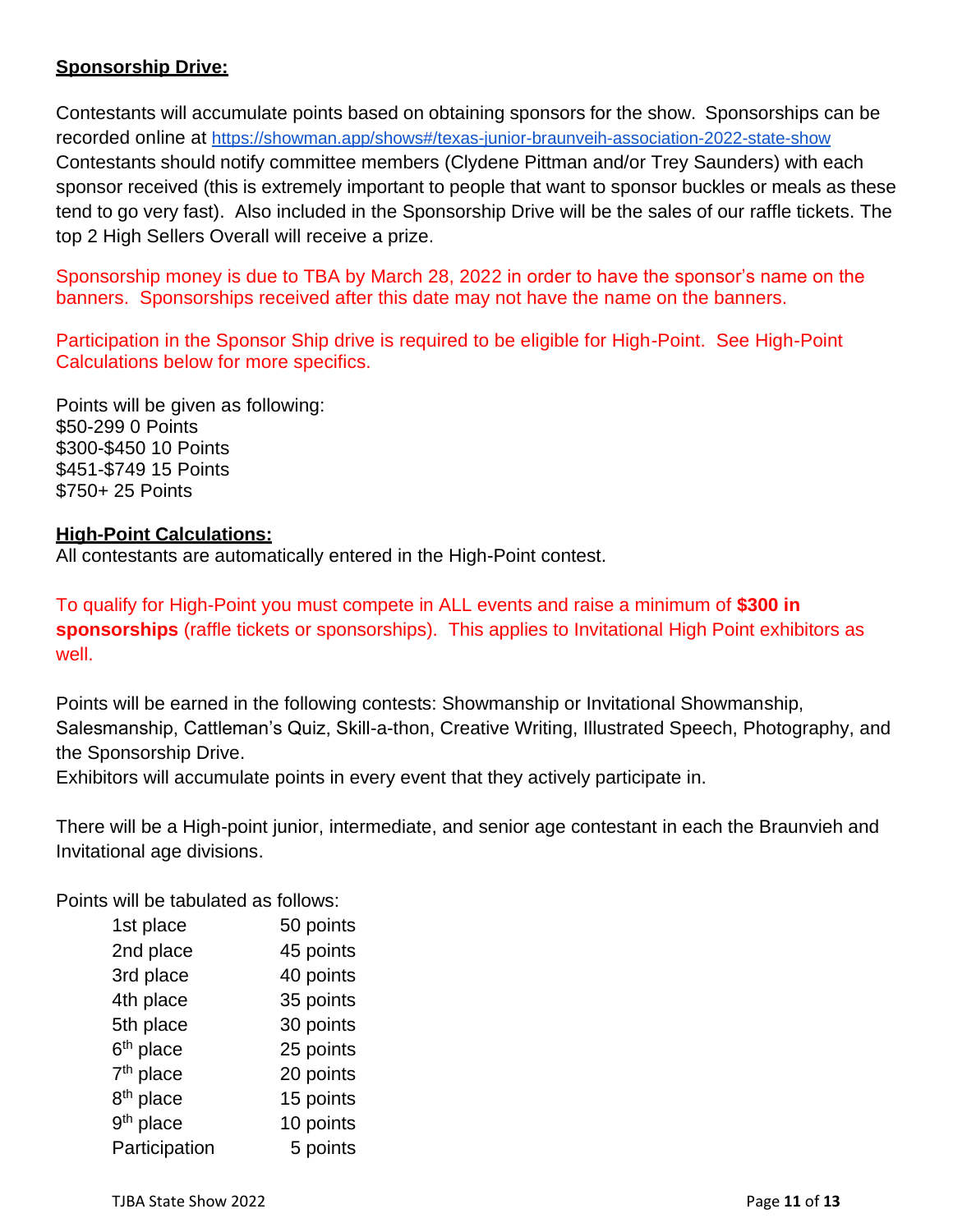**Sponsorship Drive:**

Contestants will accumulate points based on obtaining sponsors for the show. Sponsorships can be recorded online at https://showman.app/shows#/texas-junior-braunveih-association-2022-state-show Contestants should notify committee members (Clydene Pittman and/or Trey Saunders) with each sponsor received (this is extremely important to people that want to sponsor buckles or meals as these tend to go very fast). Also included in the Sponsorship Drive will be the sales of our raffle tickets. The top 2 High Sellers Overall will receive a prize.

Sponsorship money is due to TBA by March 28, 2022 in order to have the sponsor's name on the banners. Sponsorships received after this date may not have the name on the banners.

Participation in the Sponsor Ship drive is required to be eligible for High-Point. See High-Point Calculations below for more specifics.

Points will be given as following:
$50-299 0 Points
$300-$450 10 Points
$451-$749 15 Points
$750+ 25 Points

**High-Point Calculations:**

All contestants are automatically entered in the High-Point contest.

To qualify for High-Point you must compete in ALL events and raise a minimum of **$300 in sponsorships** (raffle tickets or sponsorships). This applies to Invitational High Point exhibitors as well.

Points will be earned in the following contests: Showmanship or Invitational Showmanship, Salesmanship, Cattleman's Quiz, Skill-a-thon, Creative Writing, Illustrated Speech, Photography, and the Sponsorship Drive.

Exhibitors will accumulate points in every event that they actively participate in.

There will be a High-point junior, intermediate, and senior age contestant in each the Braunvieh and Invitational age divisions.

Points will be tabulated as follows:

| Place | Points |
|---|---|
| 1st place | 50 points |
| 2nd place | 45 points |
| 3rd place | 40 points |
| 4th place | 35 points |
| 5th place | 30 points |
| 6th place | 25 points |
| 7th place | 20 points |
| 8th place | 15 points |
| 9th place | 10 points |
| Participation | 5 points |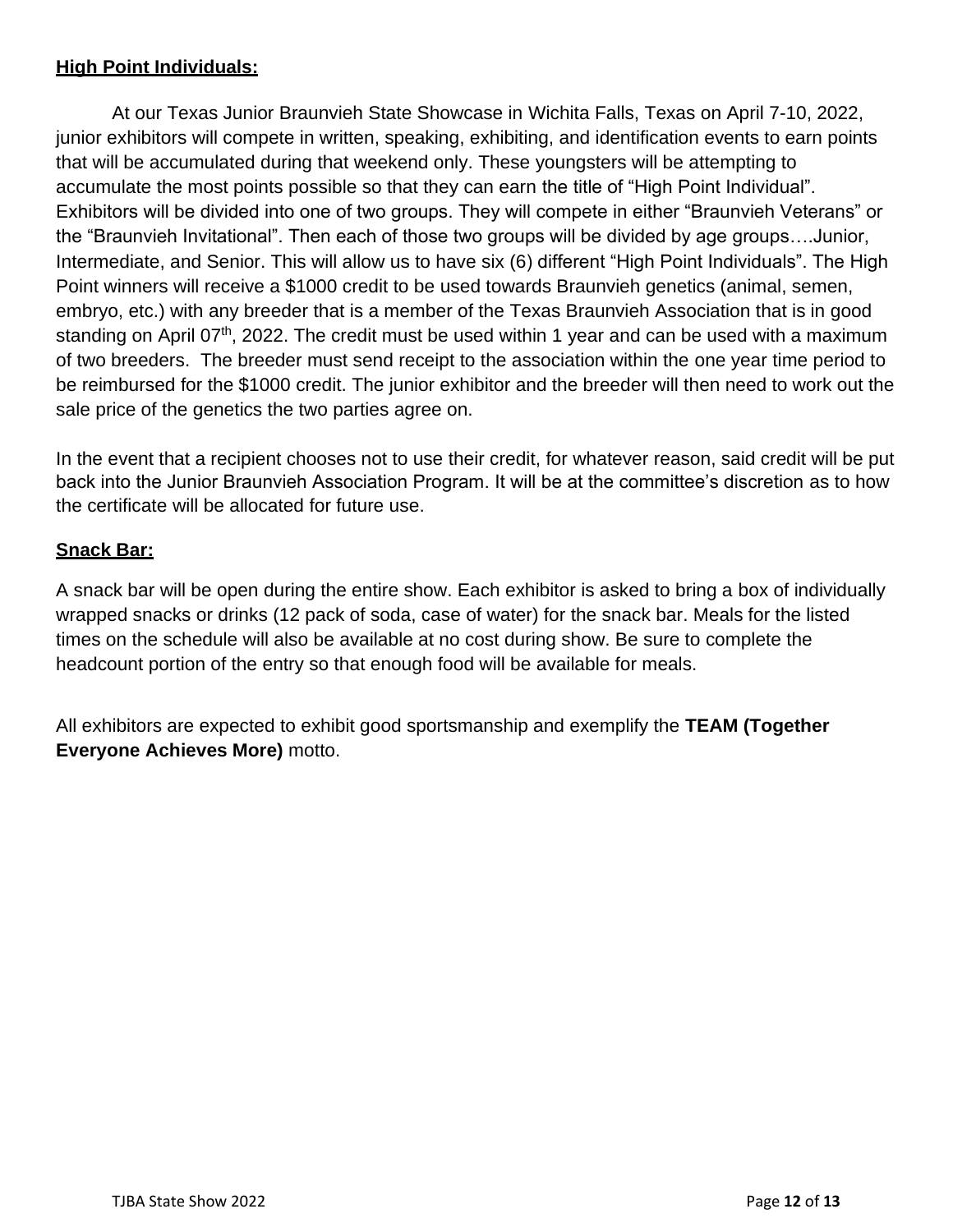**High Point Individuals:**

At our Texas Junior Braunvieh State Showcase in Wichita Falls, Texas on April 7-10, 2022, junior exhibitors will compete in written, speaking, exhibiting, and identification events to earn points that will be accumulated during that weekend only. These youngsters will be attempting to accumulate the most points possible so that they can earn the title of "High Point Individual". Exhibitors will be divided into one of two groups. They will compete in either "Braunvieh Veterans" or the "Braunvieh Invitational". Then each of those two groups will be divided by age groups….Junior, Intermediate, and Senior. This will allow us to have six (6) different "High Point Individuals". The High Point winners will receive a $1000 credit to be used towards Braunvieh genetics (animal, semen, embryo, etc.) with any breeder that is a member of the Texas Braunvieh Association that is in good standing on April 07th, 2022. The credit must be used within 1 year and can be used with a maximum of two breeders. The breeder must send receipt to the association within the one year time period to be reimbursed for the $1000 credit. The junior exhibitor and the breeder will then need to work out the sale price of the genetics the two parties agree on.

In the event that a recipient chooses not to use their credit, for whatever reason, said credit will be put back into the Junior Braunvieh Association Program. It will be at the committee's discretion as to how the certificate will be allocated for future use.

**Snack Bar:**

A snack bar will be open during the entire show. Each exhibitor is asked to bring a box of individually wrapped snacks or drinks (12 pack of soda, case of water) for the snack bar. Meals for the listed times on the schedule will also be available at no cost during show. Be sure to complete the headcount portion of the entry so that enough food will be available for meals.

All exhibitors are expected to exhibit good sportsmanship and exemplify the **TEAM (Together Everyone Achieves More)** motto.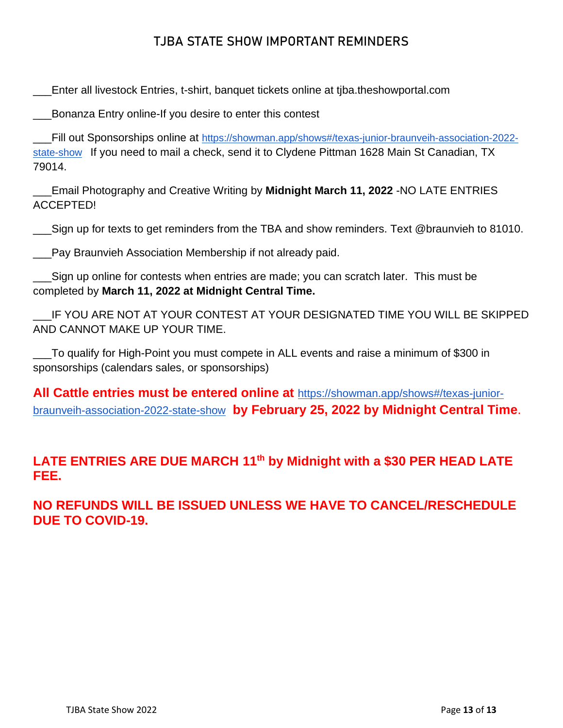# TJBA STATE SHOW IMPORTANT REMINDERS

___Enter all livestock Entries, t-shirt, banquet tickets online at tjba.theshowportal.com

___Bonanza Entry online-If you desire to enter this contest

___Fill out Sponsorships online at https://showman.app/shows#/texas-junior-braunveih-association-2022-state-show If you need to mail a check, send it to Clydene Pittman 1628 Main St Canadian, TX 79014.

___Email Photography and Creative Writing by **Midnight March 11, 2022** -NO LATE ENTRIES ACCEPTED!

___Sign up for texts to get reminders from the TBA and show reminders. Text @braunvieh to 81010.

___Pay Braunvieh Association Membership if not already paid.

___Sign up online for contests when entries are made; you can scratch later. This must be completed by **March 11, 2022 at Midnight Central Time.**

___IF YOU ARE NOT AT YOUR CONTEST AT YOUR DESIGNATED TIME YOU WILL BE SKIPPED AND CANNOT MAKE UP YOUR TIME.

___To qualify for High-Point you must compete in ALL events and raise a minimum of $300 in sponsorships (calendars sales, or sponsorships)

**All Cattle entries must be entered online at** https://showman.app/shows#/texas-junior-braunveih-association-2022-state-show **by February 25, 2022 by Midnight Central Time**.

**LATE ENTRIES ARE DUE MARCH 11th by Midnight with a $30 PER HEAD LATE FEE.**

**NO REFUNDS WILL BE ISSUED UNLESS WE HAVE TO CANCEL/RESCHEDULE DUE TO COVID-19.**